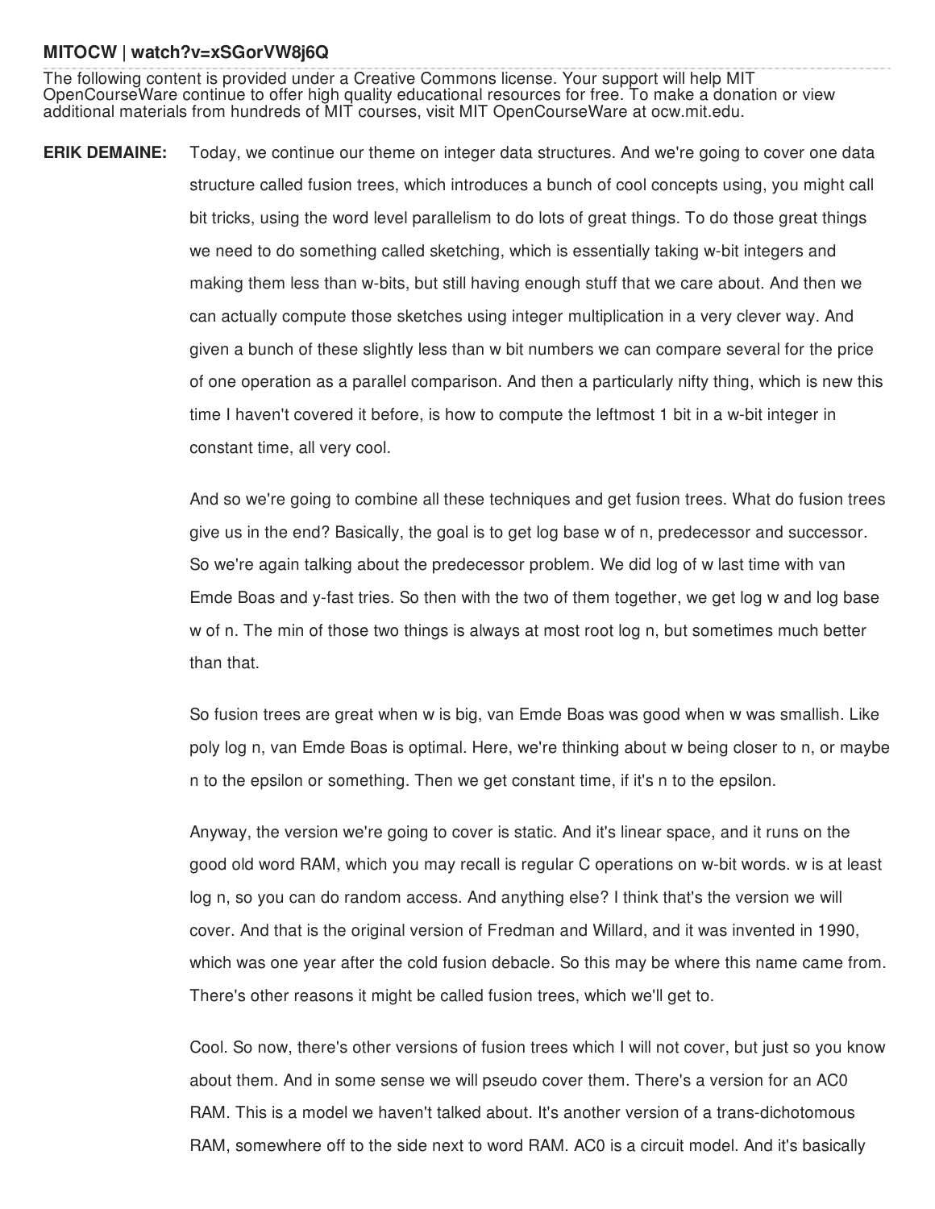**MITOCW | watch?v=xSGorVW8j6Q**

The following content is provided under a Creative Commons license. Your support will help MIT OpenCourseWare continue to offer high quality educational resources for free. To make a donation or view additional materials from hundreds of MIT courses, visit MIT OpenCourseWare at ocw.mit.edu.

**ERIK DEMAINE:** Today, we continue our theme on integer data structures. And we're going to cover one data structure called fusion trees, which introduces a bunch of cool concepts using, you might call bit tricks, using the word level parallelism to do lots of great things. To do those great things we need to do something called sketching, which is essentially taking w-bit integers and making them less than w-bits, but still having enough stuff that we care about. And then we can actually compute those sketches using integer multiplication in a very clever way. And given a bunch of these slightly less than w bit numbers we can compare several for the price of one operation as a parallel comparison. And then a particularly nifty thing, which is new this time I haven't covered it before, is how to compute the leftmost 1 bit in a w-bit integer in constant time, all very cool.

And so we're going to combine all these techniques and get fusion trees. What do fusion trees give us in the end? Basically, the goal is to get log base w of n, predecessor and successor. So we're again talking about the predecessor problem. We did log of w last time with van Emde Boas and y-fast tries. So then with the two of them together, we get log w and log base w of n. The min of those two things is always at most root log n, but sometimes much better than that.

So fusion trees are great when w is big, van Emde Boas was good when w was smallish. Like poly log n, van Emde Boas is optimal. Here, we're thinking about w being closer to n, or maybe n to the epsilon or something. Then we get constant time, if it's n to the epsilon.

Anyway, the version we're going to cover is static. And it's linear space, and it runs on the good old word RAM, which you may recall is regular C operations on w-bit words. w is at least log n, so you can do random access. And anything else? I think that's the version we will cover. And that is the original version of Fredman and Willard, and it was invented in 1990, which was one year after the cold fusion debacle. So this may be where this name came from. There's other reasons it might be called fusion trees, which we'll get to.

Cool. So now, there's other versions of fusion trees which I will not cover, but just so you know about them. And in some sense we will pseudo cover them. There's a version for an AC0 RAM. This is a model we haven't talked about. It's another version of a trans-dichotomous RAM, somewhere off to the side next to word RAM. AC0 is a circuit model. And it's basically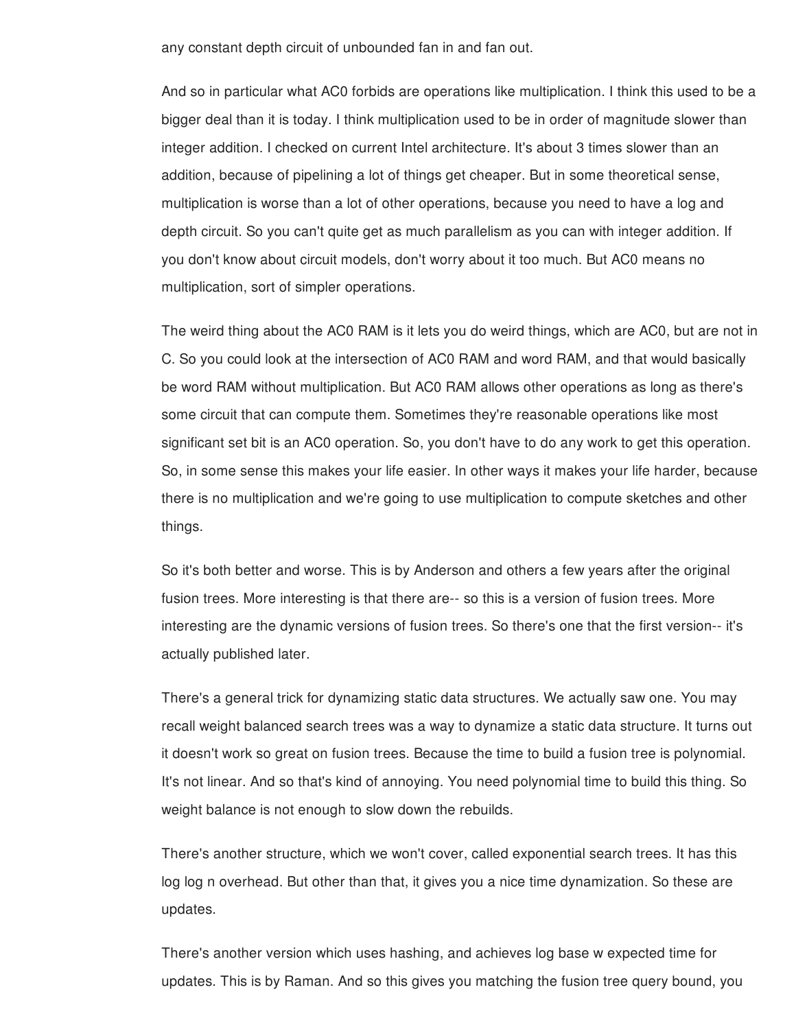any constant depth circuit of unbounded fan in and fan out.

And so in particular what AC0 forbids are operations like multiplication. I think this used to be a bigger deal than it is today. I think multiplication used to be in order of magnitude slower than integer addition. I checked on current Intel architecture. It's about 3 times slower than an addition, because of pipelining a lot of things get cheaper. But in some theoretical sense, multiplication is worse than a lot of other operations, because you need to have a log and depth circuit. So you can't quite get as much parallelism as you can with integer addition. If you don't know about circuit models, don't worry about it too much. But AC0 means no multiplication, sort of simpler operations.

The weird thing about the AC0 RAM is it lets you do weird things, which are AC0, but are not in C. So you could look at the intersection of AC0 RAM and word RAM, and that would basically be word RAM without multiplication. But AC0 RAM allows other operations as long as there's some circuit that can compute them. Sometimes they're reasonable operations like most significant set bit is an AC0 operation. So, you don't have to do any work to get this operation. So, in some sense this makes your life easier. In other ways it makes your life harder, because there is no multiplication and we're going to use multiplication to compute sketches and other things.

So it's both better and worse. This is by Anderson and others a few years after the original fusion trees. More interesting is that there are-- so this is a version of fusion trees. More interesting are the dynamic versions of fusion trees. So there's one that the first version-- it's actually published later.

There's a general trick for dynamizing static data structures. We actually saw one. You may recall weight balanced search trees was a way to dynamize a static data structure. It turns out it doesn't work so great on fusion trees. Because the time to build a fusion tree is polynomial. It's not linear. And so that's kind of annoying. You need polynomial time to build this thing. So weight balance is not enough to slow down the rebuilds.

There's another structure, which we won't cover, called exponential search trees. It has this log log n overhead. But other than that, it gives you a nice time dynamization. So these are updates.

There's another version which uses hashing, and achieves log base w expected time for updates. This is by Raman. And so this gives you matching the fusion tree query bound, you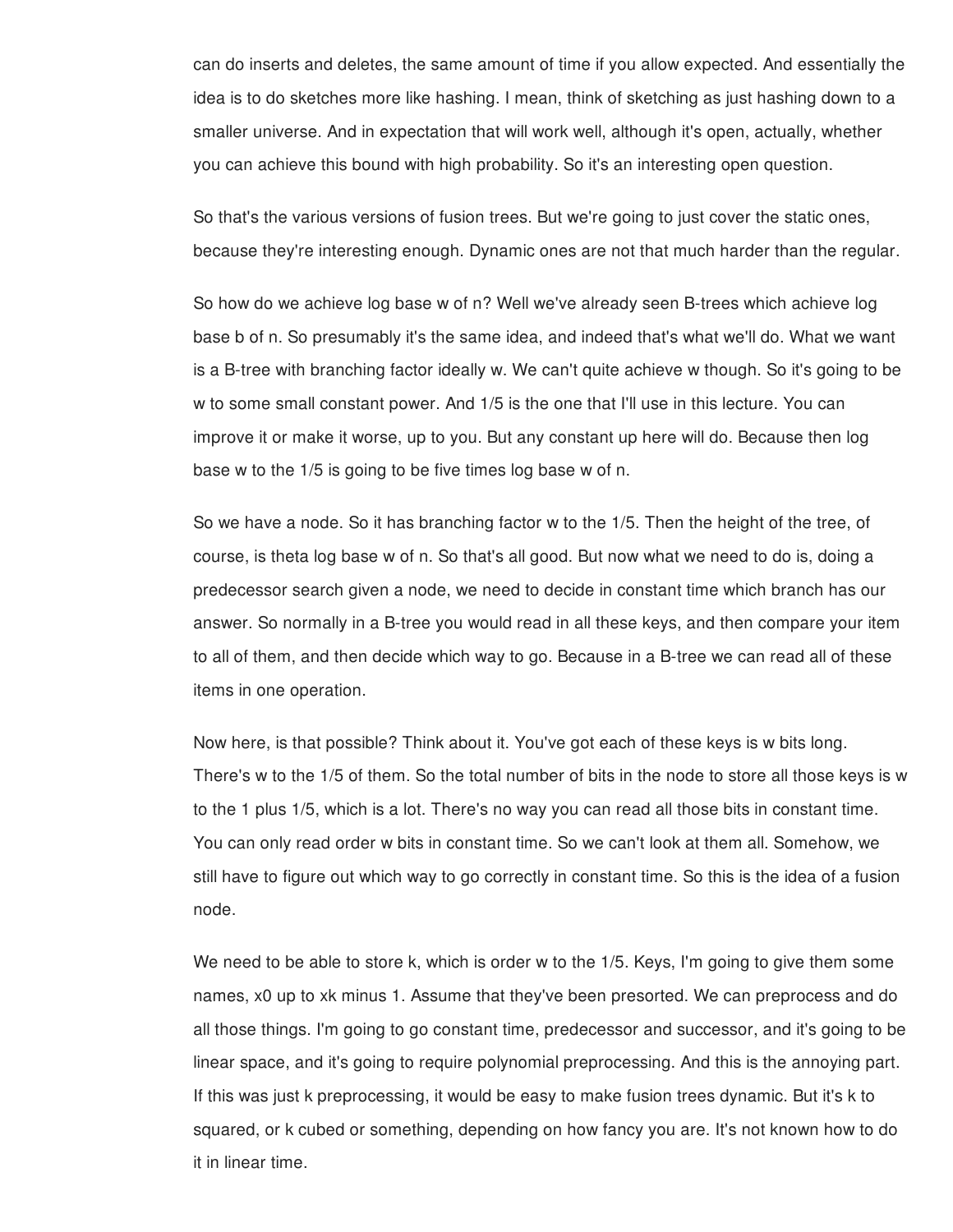can do inserts and deletes, the same amount of time if you allow expected. And essentially the idea is to do sketches more like hashing. I mean, think of sketching as just hashing down to a smaller universe. And in expectation that will work well, although it's open, actually, whether you can achieve this bound with high probability. So it's an interesting open question.

So that's the various versions of fusion trees. But we're going to just cover the static ones, because they're interesting enough. Dynamic ones are not that much harder than the regular.

So how do we achieve log base w of n? Well we've already seen B-trees which achieve log base b of n. So presumably it's the same idea, and indeed that's what we'll do. What we want is a B-tree with branching factor ideally w. We can't quite achieve w though. So it's going to be w to some small constant power. And 1/5 is the one that I'll use in this lecture. You can improve it or make it worse, up to you. But any constant up here will do. Because then log base w to the 1/5 is going to be five times log base w of n.

So we have a node. So it has branching factor w to the 1/5. Then the height of the tree, of course, is theta log base w of n. So that's all good. But now what we need to do is, doing a predecessor search given a node, we need to decide in constant time which branch has our answer. So normally in a B-tree you would read in all these keys, and then compare your item to all of them, and then decide which way to go. Because in a B-tree we can read all of these items in one operation.

Now here, is that possible? Think about it. You've got each of these keys is w bits long. There's w to the 1/5 of them. So the total number of bits in the node to store all those keys is w to the 1 plus 1/5, which is a lot. There's no way you can read all those bits in constant time. You can only read order w bits in constant time. So we can't look at them all. Somehow, we still have to figure out which way to go correctly in constant time. So this is the idea of a fusion node.

We need to be able to store k, which is order w to the 1/5. Keys, I'm going to give them some names, x0 up to xk minus 1. Assume that they've been presorted. We can preprocess and do all those things. I'm going to go constant time, predecessor and successor, and it's going to be linear space, and it's going to require polynomial preprocessing. And this is the annoying part. If this was just k preprocessing, it would be easy to make fusion trees dynamic. But it's k to squared, or k cubed or something, depending on how fancy you are. It's not known how to do it in linear time.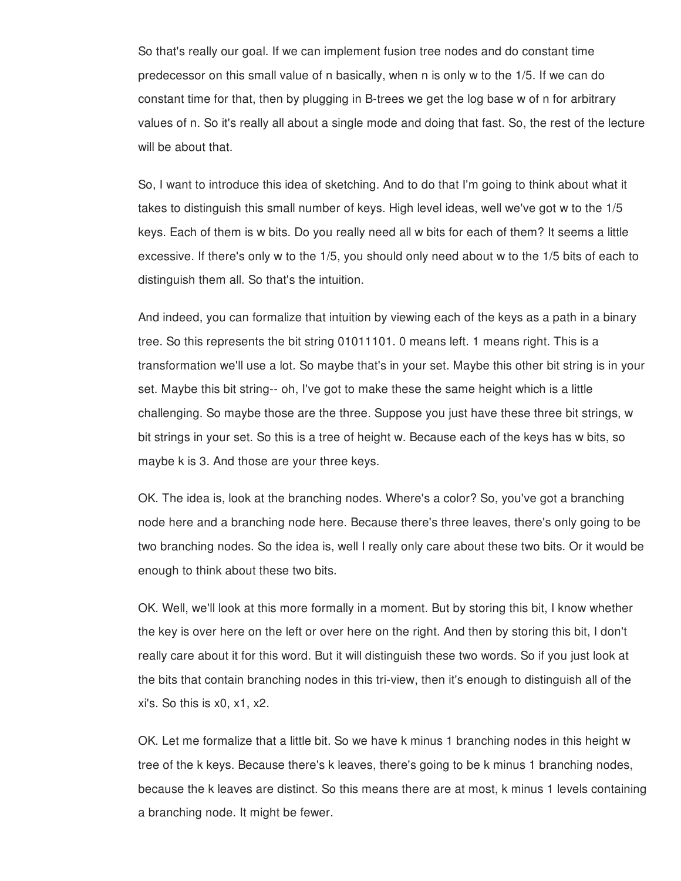So that's really our goal. If we can implement fusion tree nodes and do constant time predecessor on this small value of n basically, when n is only w to the 1/5. If we can do constant time for that, then by plugging in B-trees we get the log base w of n for arbitrary values of n. So it's really all about a single mode and doing that fast. So, the rest of the lecture will be about that.

So, I want to introduce this idea of sketching. And to do that I'm going to think about what it takes to distinguish this small number of keys. High level ideas, well we've got w to the 1/5 keys. Each of them is w bits. Do you really need all w bits for each of them? It seems a little excessive. If there's only w to the 1/5, you should only need about w to the 1/5 bits of each to distinguish them all. So that's the intuition.

And indeed, you can formalize that intuition by viewing each of the keys as a path in a binary tree. So this represents the bit string 01011101. 0 means left. 1 means right. This is a transformation we'll use a lot. So maybe that's in your set. Maybe this other bit string is in your set. Maybe this bit string-- oh, I've got to make these the same height which is a little challenging. So maybe those are the three. Suppose you just have these three bit strings, w bit strings in your set. So this is a tree of height w. Because each of the keys has w bits, so maybe k is 3. And those are your three keys.

OK. The idea is, look at the branching nodes. Where's a color? So, you've got a branching node here and a branching node here. Because there's three leaves, there's only going to be two branching nodes. So the idea is, well I really only care about these two bits. Or it would be enough to think about these two bits.

OK. Well, we'll look at this more formally in a moment. But by storing this bit, I know whether the key is over here on the left or over here on the right. And then by storing this bit, I don't really care about it for this word. But it will distinguish these two words. So if you just look at the bits that contain branching nodes in this tri-view, then it's enough to distinguish all of the xi's. So this is x0, x1, x2.

OK. Let me formalize that a little bit. So we have k minus 1 branching nodes in this height w tree of the k keys. Because there's k leaves, there's going to be k minus 1 branching nodes, because the k leaves are distinct. So this means there are at most, k minus 1 levels containing a branching node. It might be fewer.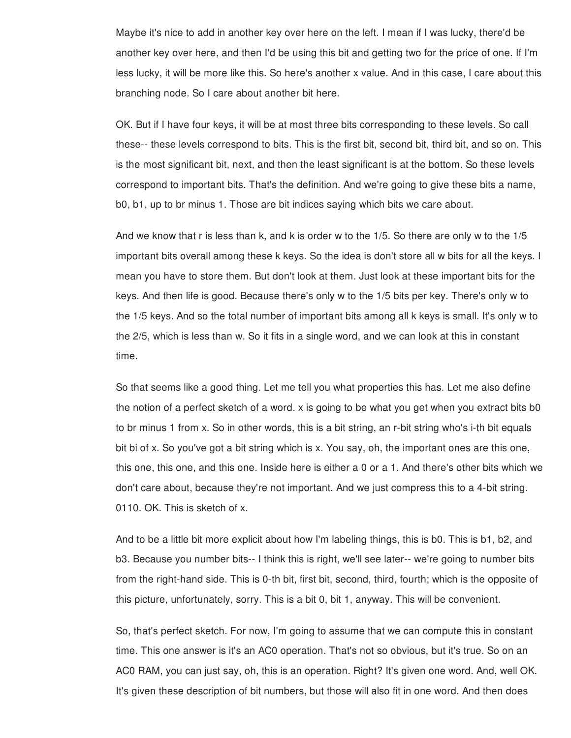Maybe it's nice to add in another key over here on the left. I mean if I was lucky, there'd be another key over here, and then I'd be using this bit and getting two for the price of one. If I'm less lucky, it will be more like this. So here's another x value. And in this case, I care about this branching node. So I care about another bit here.

OK. But if I have four keys, it will be at most three bits corresponding to these levels. So call these-- these levels correspond to bits. This is the first bit, second bit, third bit, and so on. This is the most significant bit, next, and then the least significant is at the bottom. So these levels correspond to important bits. That's the definition. And we're going to give these bits a name, b0, b1, up to br minus 1. Those are bit indices saying which bits we care about.

And we know that r is less than k, and k is order w to the 1/5. So there are only w to the 1/5 important bits overall among these k keys. So the idea is don't store all w bits for all the keys. I mean you have to store them. But don't look at them. Just look at these important bits for the keys. And then life is good. Because there's only w to the 1/5 bits per key. There's only w to the 1/5 keys. And so the total number of important bits among all k keys is small. It's only w to the 2/5, which is less than w. So it fits in a single word, and we can look at this in constant time.

So that seems like a good thing. Let me tell you what properties this has. Let me also define the notion of a perfect sketch of a word. x is going to be what you get when you extract bits b0 to br minus 1 from x. So in other words, this is a bit string, an r-bit string who's i-th bit equals bit bi of x. So you've got a bit string which is x. You say, oh, the important ones are this one, this one, this one, and this one. Inside here is either a 0 or a 1. And there's other bits which we don't care about, because they're not important. And we just compress this to a 4-bit string. 0110. OK. This is sketch of x.

And to be a little bit more explicit about how I'm labeling things, this is b0. This is b1, b2, and b3. Because you number bits-- I think this is right, we'll see later-- we're going to number bits from the right-hand side. This is 0-th bit, first bit, second, third, fourth; which is the opposite of this picture, unfortunately, sorry. This is a bit 0, bit 1, anyway. This will be convenient.

So, that's perfect sketch. For now, I'm going to assume that we can compute this in constant time. This one answer is it's an AC0 operation. That's not so obvious, but it's true. So on an AC0 RAM, you can just say, oh, this is an operation. Right? It's given one word. And, well OK. It's given these description of bit numbers, but those will also fit in one word. And then does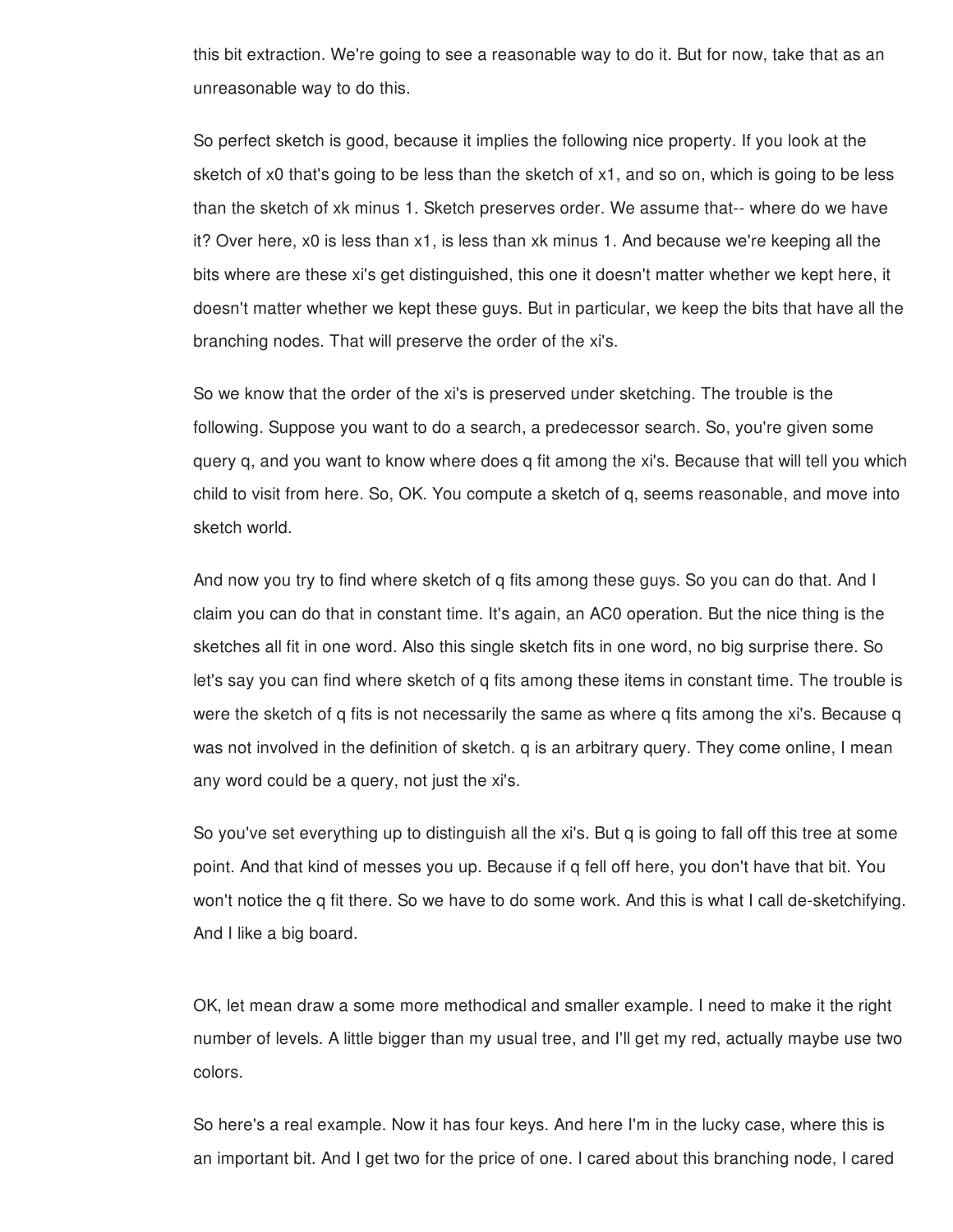this bit extraction. We're going to see a reasonable way to do it. But for now, take that as an unreasonable way to do this.

So perfect sketch is good, because it implies the following nice property. If you look at the sketch of x0 that's going to be less than the sketch of x1, and so on, which is going to be less than the sketch of xk minus 1. Sketch preserves order. We assume that-- where do we have it? Over here, x0 is less than x1, is less than xk minus 1. And because we're keeping all the bits where are these xi's get distinguished, this one it doesn't matter whether we kept here, it doesn't matter whether we kept these guys. But in particular, we keep the bits that have all the branching nodes. That will preserve the order of the xi's.

So we know that the order of the xi's is preserved under sketching. The trouble is the following. Suppose you want to do a search, a predecessor search. So, you're given some query q, and you want to know where does q fit among the xi's. Because that will tell you which child to visit from here. So, OK. You compute a sketch of q, seems reasonable, and move into sketch world.

And now you try to find where sketch of q fits among these guys. So you can do that. And I claim you can do that in constant time. It's again, an AC0 operation. But the nice thing is the sketches all fit in one word. Also this single sketch fits in one word, no big surprise there. So let's say you can find where sketch of q fits among these items in constant time. The trouble is were the sketch of q fits is not necessarily the same as where q fits among the xi's. Because q was not involved in the definition of sketch. q is an arbitrary query. They come online, I mean any word could be a query, not just the xi's.

So you've set everything up to distinguish all the xi's. But q is going to fall off this tree at some point. And that kind of messes you up. Because if q fell off here, you don't have that bit. You won't notice the q fit there. So we have to do some work. And this is what I call de-sketchifying. And I like a big board.

OK, let mean draw a some more methodical and smaller example. I need to make it the right number of levels. A little bigger than my usual tree, and I'll get my red, actually maybe use two colors.

So here's a real example. Now it has four keys. And here I'm in the lucky case, where this is an important bit. And I get two for the price of one. I cared about this branching node, I cared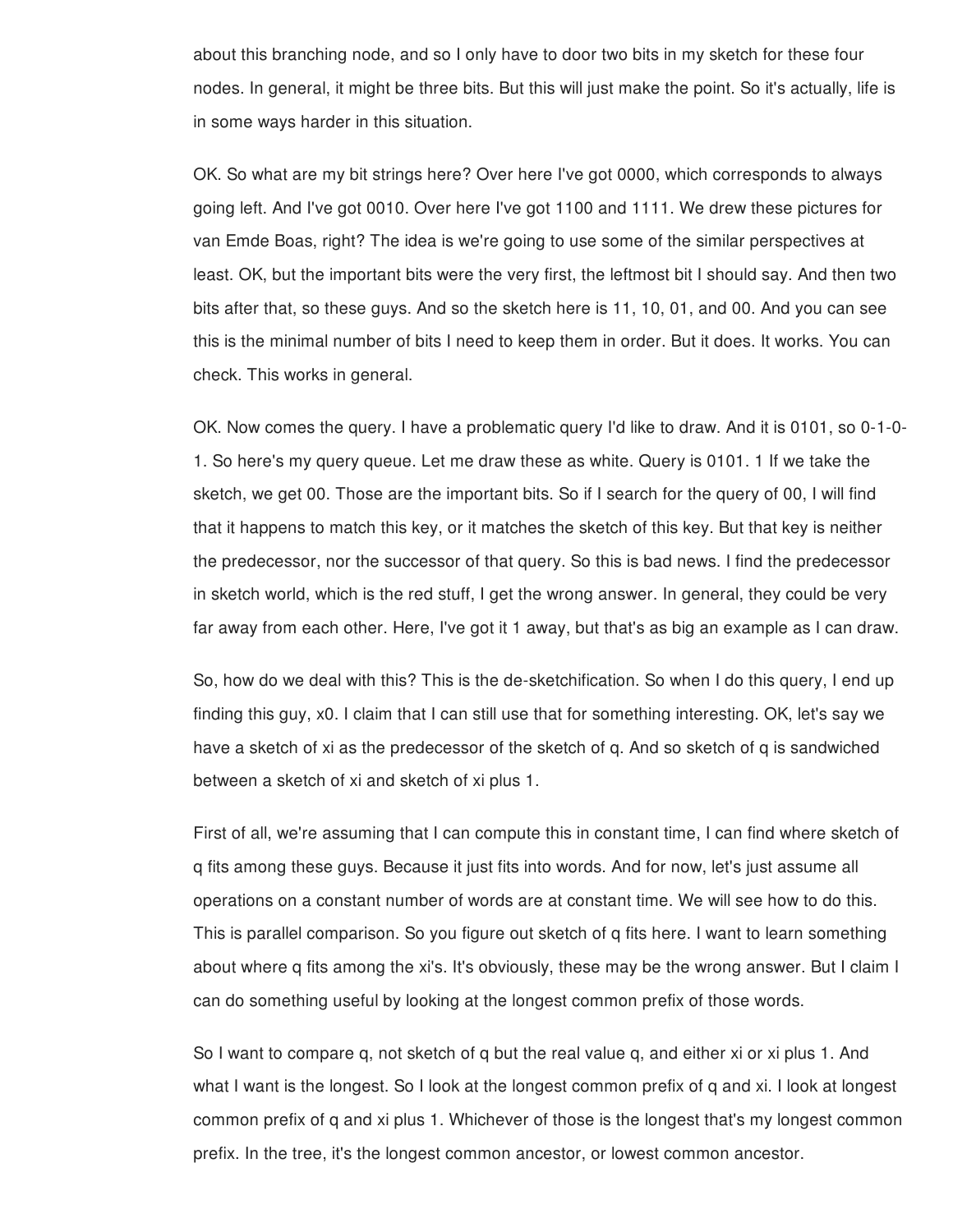about this branching node, and so I only have to door two bits in my sketch for these four nodes. In general, it might be three bits. But this will just make the point. So it's actually, life is in some ways harder in this situation.

OK. So what are my bit strings here? Over here I've got 0000, which corresponds to always going left. And I've got 0010. Over here I've got 1100 and 1111. We drew these pictures for van Emde Boas, right? The idea is we're going to use some of the similar perspectives at least. OK, but the important bits were the very first, the leftmost bit I should say. And then two bits after that, so these guys. And so the sketch here is 11, 10, 01, and 00. And you can see this is the minimal number of bits I need to keep them in order. But it does. It works. You can check. This works in general.

OK. Now comes the query. I have a problematic query I'd like to draw. And it is 0101, so 0-1-0-1. So here's my query queue. Let me draw these as white. Query is 0101. 1 If we take the sketch, we get 00. Those are the important bits. So if I search for the query of 00, I will find that it happens to match this key, or it matches the sketch of this key. But that key is neither the predecessor, nor the successor of that query. So this is bad news. I find the predecessor in sketch world, which is the red stuff, I get the wrong answer. In general, they could be very far away from each other. Here, I've got it 1 away, but that's as big an example as I can draw.

So, how do we deal with this? This is the de-sketchification. So when I do this query, I end up finding this guy, x0. I claim that I can still use that for something interesting. OK, let's say we have a sketch of xi as the predecessor of the sketch of q. And so sketch of q is sandwiched between a sketch of xi and sketch of xi plus 1.

First of all, we're assuming that I can compute this in constant time, I can find where sketch of q fits among these guys. Because it just fits into words. And for now, let's just assume all operations on a constant number of words are at constant time. We will see how to do this. This is parallel comparison. So you figure out sketch of q fits here. I want to learn something about where q fits among the xi's. It's obviously, these may be the wrong answer. But I claim I can do something useful by looking at the longest common prefix of those words.

So I want to compare q, not sketch of q but the real value q, and either xi or xi plus 1. And what I want is the longest. So I look at the longest common prefix of q and xi. I look at longest common prefix of q and xi plus 1. Whichever of those is the longest that's my longest common prefix. In the tree, it's the longest common ancestor, or lowest common ancestor.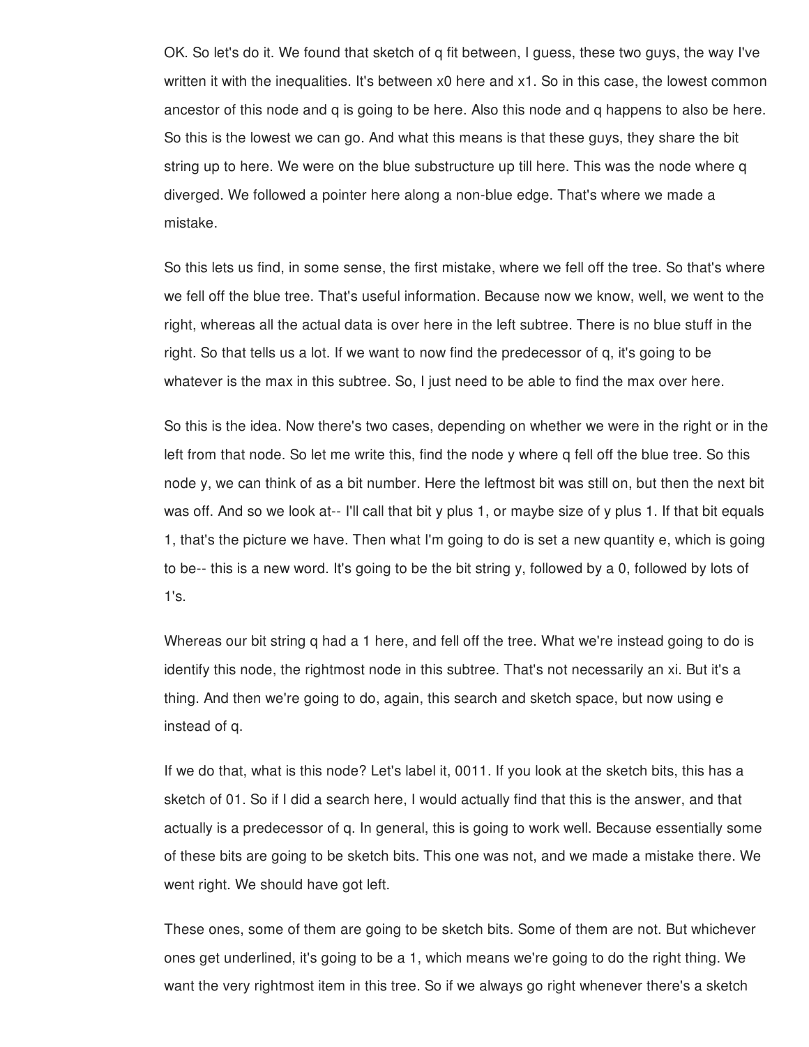OK. So let's do it. We found that sketch of q fit between, I guess, these two guys, the way I've written it with the inequalities. It's between x0 here and x1. So in this case, the lowest common ancestor of this node and q is going to be here. Also this node and q happens to also be here. So this is the lowest we can go. And what this means is that these guys, they share the bit string up to here. We were on the blue substructure up till here. This was the node where q diverged. We followed a pointer here along a non-blue edge. That's where we made a mistake.

So this lets us find, in some sense, the first mistake, where we fell off the tree. So that's where we fell off the blue tree. That's useful information. Because now we know, well, we went to the right, whereas all the actual data is over here in the left subtree. There is no blue stuff in the right. So that tells us a lot. If we want to now find the predecessor of q, it's going to be whatever is the max in this subtree. So, I just need to be able to find the max over here.

So this is the idea. Now there's two cases, depending on whether we were in the right or in the left from that node. So let me write this, find the node y where q fell off the blue tree. So this node y, we can think of as a bit number. Here the leftmost bit was still on, but then the next bit was off. And so we look at-- I'll call that bit y plus 1, or maybe size of y plus 1. If that bit equals 1, that's the picture we have. Then what I'm going to do is set a new quantity e, which is going to be-- this is a new word. It's going to be the bit string y, followed by a 0, followed by lots of 1's.

Whereas our bit string q had a 1 here, and fell off the tree. What we're instead going to do is identify this node, the rightmost node in this subtree. That's not necessarily an xi. But it's a thing. And then we're going to do, again, this search and sketch space, but now using e instead of q.

If we do that, what is this node? Let's label it, 0011. If you look at the sketch bits, this has a sketch of 01. So if I did a search here, I would actually find that this is the answer, and that actually is a predecessor of q. In general, this is going to work well. Because essentially some of these bits are going to be sketch bits. This one was not, and we made a mistake there. We went right. We should have got left.

These ones, some of them are going to be sketch bits. Some of them are not. But whichever ones get underlined, it's going to be a 1, which means we're going to do the right thing. We want the very rightmost item in this tree. So if we always go right whenever there's a sketch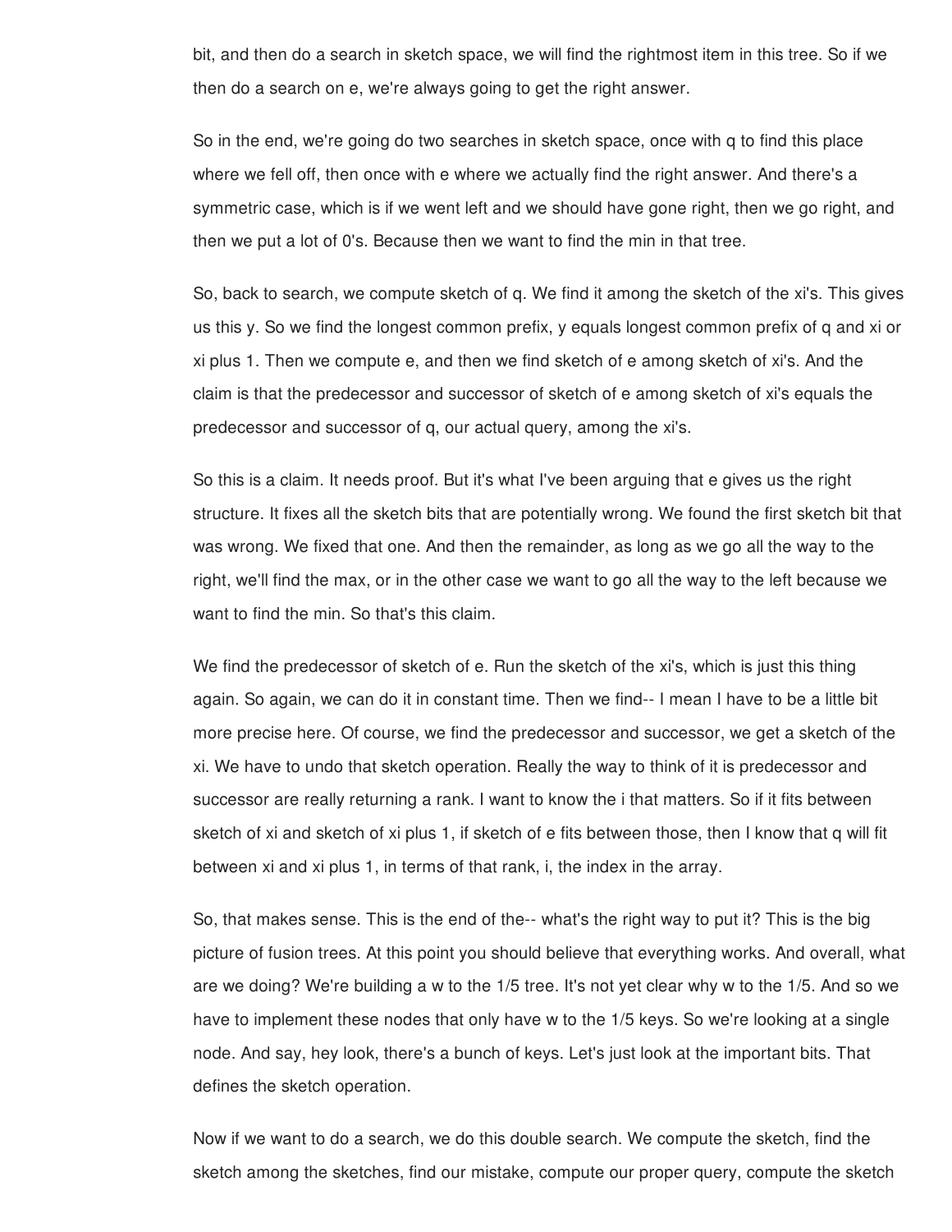bit, and then do a search in sketch space, we will find the rightmost item in this tree. So if we then do a search on e, we're always going to get the right answer.

So in the end, we're going do two searches in sketch space, once with q to find this place where we fell off, then once with e where we actually find the right answer. And there's a symmetric case, which is if we went left and we should have gone right, then we go right, and then we put a lot of 0's. Because then we want to find the min in that tree.

So, back to search, we compute sketch of q. We find it among the sketch of the xi's. This gives us this y. So we find the longest common prefix, y equals longest common prefix of q and xi or xi plus 1. Then we compute e, and then we find sketch of e among sketch of xi's. And the claim is that the predecessor and successor of sketch of e among sketch of xi's equals the predecessor and successor of q, our actual query, among the xi's.

So this is a claim. It needs proof. But it's what I've been arguing that e gives us the right structure. It fixes all the sketch bits that are potentially wrong. We found the first sketch bit that was wrong. We fixed that one. And then the remainder, as long as we go all the way to the right, we'll find the max, or in the other case we want to go all the way to the left because we want to find the min. So that's this claim.

We find the predecessor of sketch of e. Run the sketch of the xi's, which is just this thing again. So again, we can do it in constant time. Then we find-- I mean I have to be a little bit more precise here. Of course, we find the predecessor and successor, we get a sketch of the xi. We have to undo that sketch operation. Really the way to think of it is predecessor and successor are really returning a rank. I want to know the i that matters. So if it fits between sketch of xi and sketch of xi plus 1, if sketch of e fits between those, then I know that q will fit between xi and xi plus 1, in terms of that rank, i, the index in the array.

So, that makes sense. This is the end of the-- what's the right way to put it? This is the big picture of fusion trees. At this point you should believe that everything works. And overall, what are we doing? We're building a w to the 1/5 tree. It's not yet clear why w to the 1/5. And so we have to implement these nodes that only have w to the 1/5 keys. So we're looking at a single node. And say, hey look, there's a bunch of keys. Let's just look at the important bits. That defines the sketch operation.

Now if we want to do a search, we do this double search. We compute the sketch, find the sketch among the sketches, find our mistake, compute our proper query, compute the sketch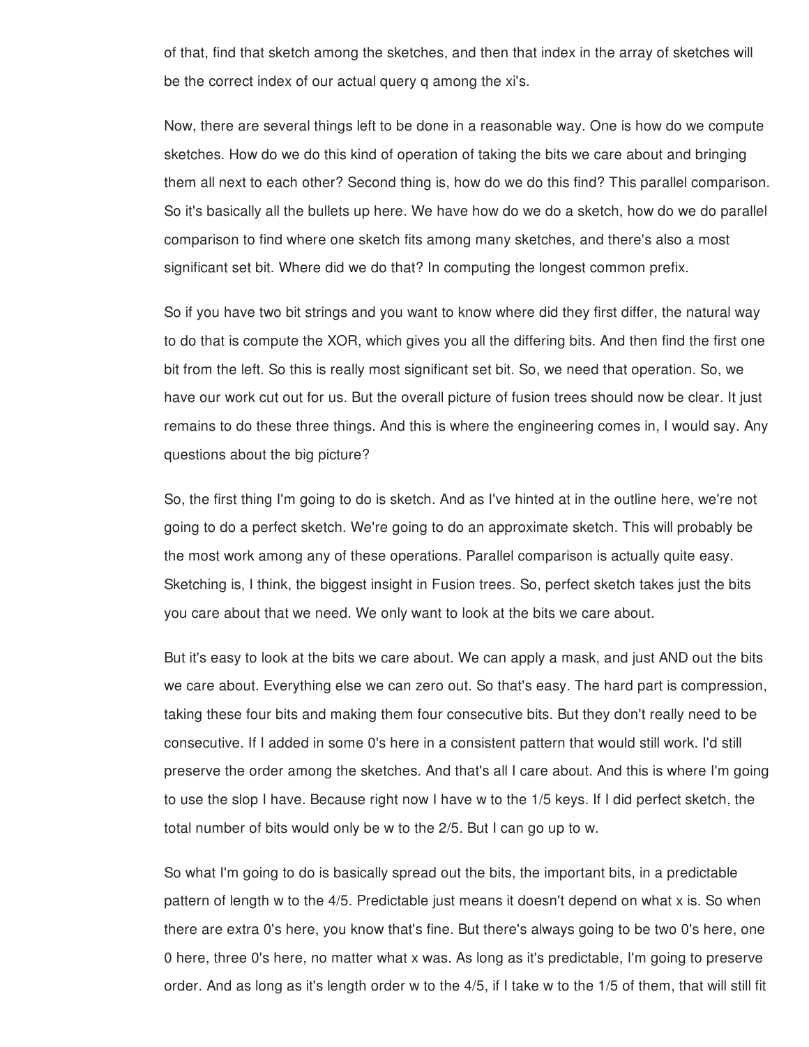of that, find that sketch among the sketches, and then that index in the array of sketches will be the correct index of our actual query q among the xi's.

Now, there are several things left to be done in a reasonable way. One is how do we compute sketches. How do we do this kind of operation of taking the bits we care about and bringing them all next to each other? Second thing is, how do we do this find? This parallel comparison. So it's basically all the bullets up here. We have how do we do a sketch, how do we do parallel comparison to find where one sketch fits among many sketches, and there's also a most significant set bit. Where did we do that? In computing the longest common prefix.

So if you have two bit strings and you want to know where did they first differ, the natural way to do that is compute the XOR, which gives you all the differing bits. And then find the first one bit from the left. So this is really most significant set bit. So, we need that operation. So, we have our work cut out for us. But the overall picture of fusion trees should now be clear. It just remains to do these three things. And this is where the engineering comes in, I would say. Any questions about the big picture?

So, the first thing I'm going to do is sketch. And as I've hinted at in the outline here, we're not going to do a perfect sketch. We're going to do an approximate sketch. This will probably be the most work among any of these operations. Parallel comparison is actually quite easy. Sketching is, I think, the biggest insight in Fusion trees. So, perfect sketch takes just the bits you care about that we need. We only want to look at the bits we care about.

But it's easy to look at the bits we care about. We can apply a mask, and just AND out the bits we care about. Everything else we can zero out. So that's easy. The hard part is compression, taking these four bits and making them four consecutive bits. But they don't really need to be consecutive. If I added in some 0's here in a consistent pattern that would still work. I'd still preserve the order among the sketches. And that's all I care about. And this is where I'm going to use the slop I have. Because right now I have w to the 1/5 keys. If I did perfect sketch, the total number of bits would only be w to the 2/5. But I can go up to w.

So what I'm going to do is basically spread out the bits, the important bits, in a predictable pattern of length w to the 4/5. Predictable just means it doesn't depend on what x is. So when there are extra 0's here, you know that's fine. But there's always going to be two 0's here, one 0 here, three 0's here, no matter what x was. As long as it's predictable, I'm going to preserve order. And as long as it's length order w to the 4/5, if I take w to the 1/5 of them, that will still fit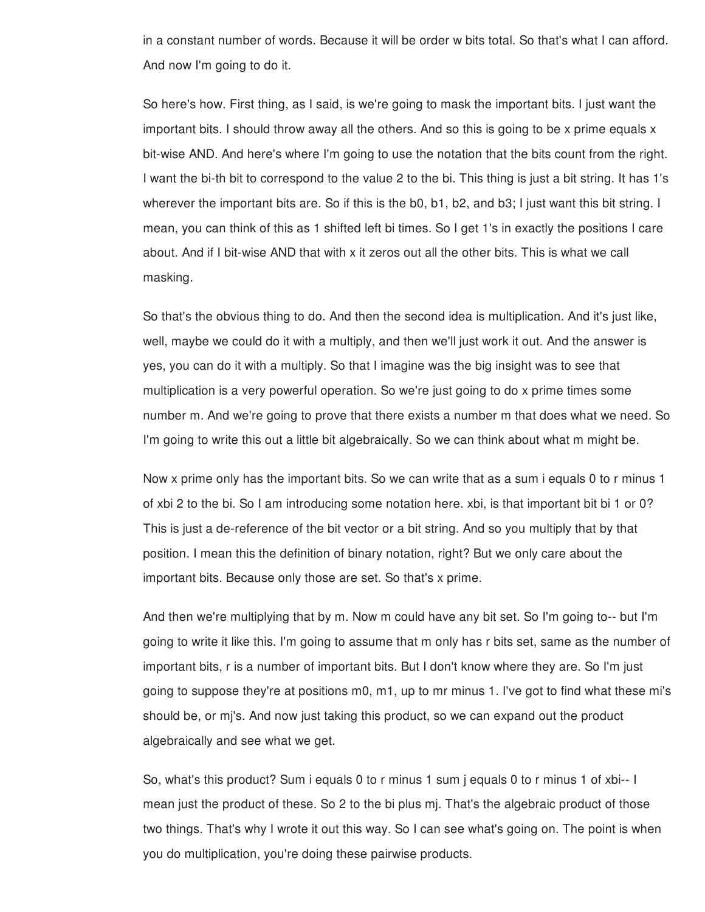in a constant number of words. Because it will be order w bits total. So that's what I can afford. And now I'm going to do it.

So here's how. First thing, as I said, is we're going to mask the important bits. I just want the important bits. I should throw away all the others. And so this is going to be x prime equals x bit-wise AND. And here's where I'm going to use the notation that the bits count from the right. I want the bi-th bit to correspond to the value 2 to the bi. This thing is just a bit string. It has 1's wherever the important bits are. So if this is the b0, b1, b2, and b3; I just want this bit string. I mean, you can think of this as 1 shifted left bi times. So I get 1's in exactly the positions I care about. And if I bit-wise AND that with x it zeros out all the other bits. This is what we call masking.

So that's the obvious thing to do. And then the second idea is multiplication. And it's just like, well, maybe we could do it with a multiply, and then we'll just work it out. And the answer is yes, you can do it with a multiply. So that I imagine was the big insight was to see that multiplication is a very powerful operation. So we're just going to do x prime times some number m. And we're going to prove that there exists a number m that does what we need. So I'm going to write this out a little bit algebraically. So we can think about what m might be.

Now x prime only has the important bits. So we can write that as a sum i equals 0 to r minus 1 of xbi 2 to the bi. So I am introducing some notation here. xbi, is that important bit bi 1 or 0? This is just a de-reference of the bit vector or a bit string. And so you multiply that by that position. I mean this the definition of binary notation, right? But we only care about the important bits. Because only those are set. So that's x prime.

And then we're multiplying that by m. Now m could have any bit set. So I'm going to-- but I'm going to write it like this. I'm going to assume that m only has r bits set, same as the number of important bits, r is a number of important bits. But I don't know where they are. So I'm just going to suppose they're at positions m0, m1, up to mr minus 1. I've got to find what these mi's should be, or mj's. And now just taking this product, so we can expand out the product algebraically and see what we get.

So, what's this product? Sum i equals 0 to r minus 1 sum j equals 0 to r minus 1 of xbi-- I mean just the product of these. So 2 to the bi plus mj. That's the algebraic product of those two things. That's why I wrote it out this way. So I can see what's going on. The point is when you do multiplication, you're doing these pairwise products.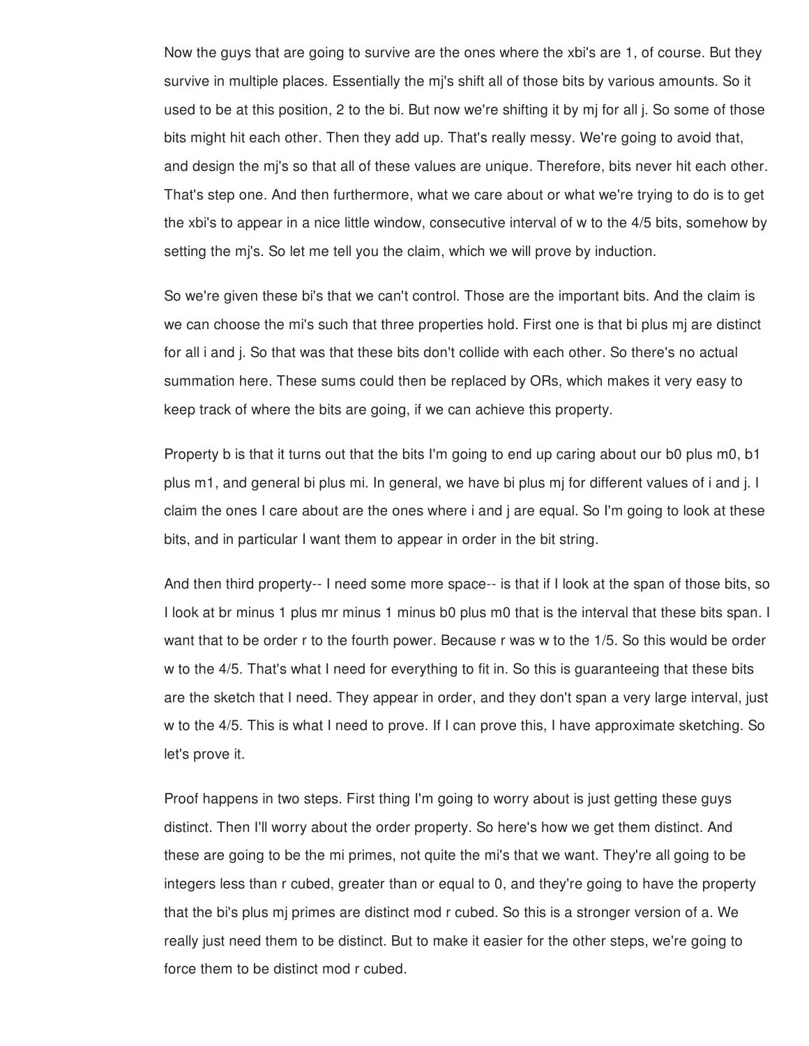Now the guys that are going to survive are the ones where the xbi's are 1, of course. But they survive in multiple places. Essentially the mj's shift all of those bits by various amounts. So it used to be at this position, 2 to the bi. But now we're shifting it by mj for all j. So some of those bits might hit each other. Then they add up. That's really messy. We're going to avoid that, and design the mj's so that all of these values are unique. Therefore, bits never hit each other. That's step one. And then furthermore, what we care about or what we're trying to do is to get the xbi's to appear in a nice little window, consecutive interval of w to the 4/5 bits, somehow by setting the mj's. So let me tell you the claim, which we will prove by induction.

So we're given these bi's that we can't control. Those are the important bits. And the claim is we can choose the mi's such that three properties hold. First one is that bi plus mj are distinct for all i and j. So that was that these bits don't collide with each other. So there's no actual summation here. These sums could then be replaced by ORs, which makes it very easy to keep track of where the bits are going, if we can achieve this property.

Property b is that it turns out that the bits I'm going to end up caring about our b0 plus m0, b1 plus m1, and general bi plus mi. In general, we have bi plus mj for different values of i and j. I claim the ones I care about are the ones where i and j are equal. So I'm going to look at these bits, and in particular I want them to appear in order in the bit string.

And then third property-- I need some more space-- is that if I look at the span of those bits, so I look at br minus 1 plus mr minus 1 minus b0 plus m0 that is the interval that these bits span. I want that to be order r to the fourth power. Because r was w to the 1/5. So this would be order w to the 4/5. That's what I need for everything to fit in. So this is guaranteeing that these bits are the sketch that I need. They appear in order, and they don't span a very large interval, just w to the 4/5. This is what I need to prove. If I can prove this, I have approximate sketching. So let's prove it.

Proof happens in two steps. First thing I'm going to worry about is just getting these guys distinct. Then I'll worry about the order property. So here's how we get them distinct. And these are going to be the mi primes, not quite the mi's that we want. They're all going to be integers less than r cubed, greater than or equal to 0, and they're going to have the property that the bi's plus mj primes are distinct mod r cubed. So this is a stronger version of a. We really just need them to be distinct. But to make it easier for the other steps, we're going to force them to be distinct mod r cubed.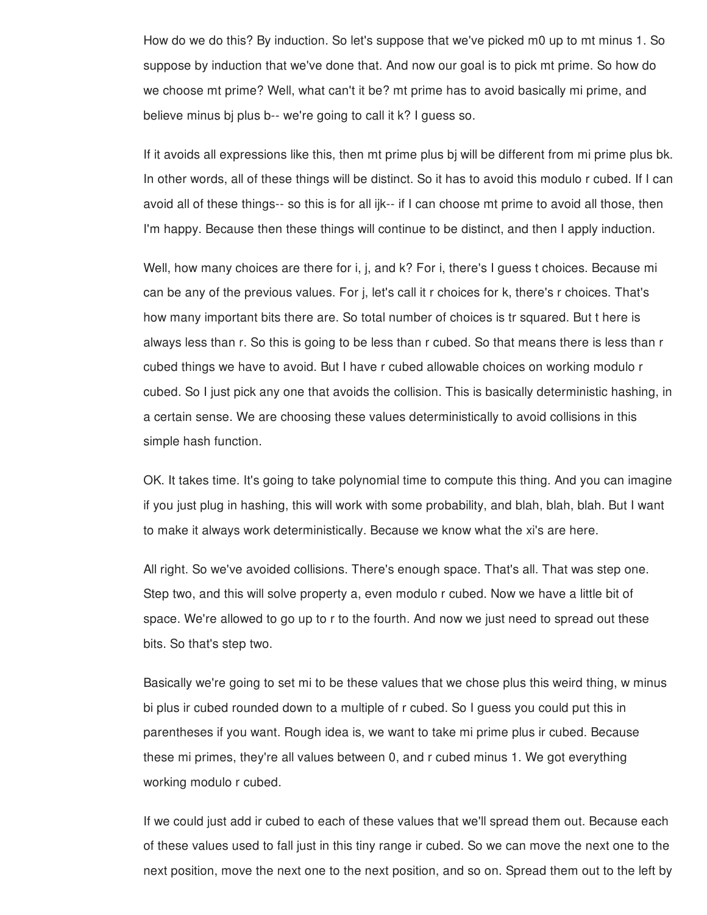How do we do this? By induction. So let's suppose that we've picked m0 up to mt minus 1. So suppose by induction that we've done that. And now our goal is to pick mt prime. So how do we choose mt prime? Well, what can't it be? mt prime has to avoid basically mi prime, and believe minus bj plus b-- we're going to call it k? I guess so.

If it avoids all expressions like this, then mt prime plus bj will be different from mi prime plus bk. In other words, all of these things will be distinct. So it has to avoid this modulo r cubed. If I can avoid all of these things-- so this is for all ijk-- if I can choose mt prime to avoid all those, then I'm happy. Because then these things will continue to be distinct, and then I apply induction.

Well, how many choices are there for i, j, and k? For i, there's I guess t choices. Because mi can be any of the previous values. For j, let's call it r choices for k, there's r choices. That's how many important bits there are. So total number of choices is tr squared. But t here is always less than r. So this is going to be less than r cubed. So that means there is less than r cubed things we have to avoid. But I have r cubed allowable choices on working modulo r cubed. So I just pick any one that avoids the collision. This is basically deterministic hashing, in a certain sense. We are choosing these values deterministically to avoid collisions in this simple hash function.

OK. It takes time. It's going to take polynomial time to compute this thing. And you can imagine if you just plug in hashing, this will work with some probability, and blah, blah, blah. But I want to make it always work deterministically. Because we know what the xi's are here.

All right. So we've avoided collisions. There's enough space. That's all. That was step one. Step two, and this will solve property a, even modulo r cubed. Now we have a little bit of space. We're allowed to go up to r to the fourth. And now we just need to spread out these bits. So that's step two.

Basically we're going to set mi to be these values that we chose plus this weird thing, w minus bi plus ir cubed rounded down to a multiple of r cubed. So I guess you could put this in parentheses if you want. Rough idea is, we want to take mi prime plus ir cubed. Because these mi primes, they're all values between 0, and r cubed minus 1. We got everything working modulo r cubed.

If we could just add ir cubed to each of these values that we'll spread them out. Because each of these values used to fall just in this tiny range ir cubed. So we can move the next one to the next position, move the next one to the next position, and so on. Spread them out to the left by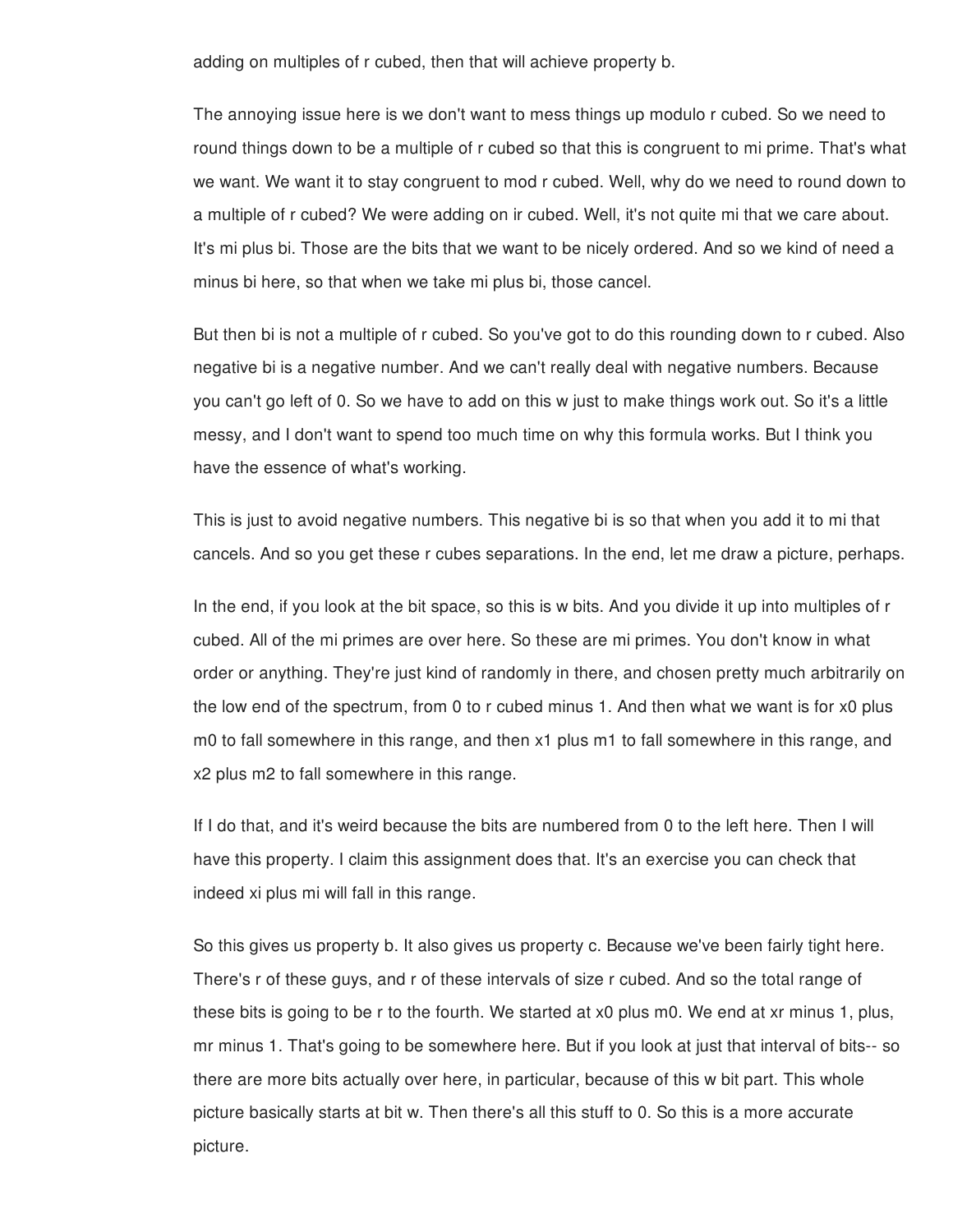adding on multiples of r cubed, then that will achieve property b.

The annoying issue here is we don't want to mess things up modulo r cubed. So we need to round things down to be a multiple of r cubed so that this is congruent to mi prime. That's what we want. We want it to stay congruent to mod r cubed. Well, why do we need to round down to a multiple of r cubed? We were adding on ir cubed. Well, it's not quite mi that we care about. It's mi plus bi. Those are the bits that we want to be nicely ordered. And so we kind of need a minus bi here, so that when we take mi plus bi, those cancel.

But then bi is not a multiple of r cubed. So you've got to do this rounding down to r cubed. Also negative bi is a negative number. And we can't really deal with negative numbers. Because you can't go left of 0. So we have to add on this w just to make things work out. So it's a little messy, and I don't want to spend too much time on why this formula works. But I think you have the essence of what's working.

This is just to avoid negative numbers. This negative bi is so that when you add it to mi that cancels. And so you get these r cubes separations. In the end, let me draw a picture, perhaps.

In the end, if you look at the bit space, so this is w bits. And you divide it up into multiples of r cubed. All of the mi primes are over here. So these are mi primes. You don't know in what order or anything. They're just kind of randomly in there, and chosen pretty much arbitrarily on the low end of the spectrum, from 0 to r cubed minus 1. And then what we want is for x0 plus m0 to fall somewhere in this range, and then x1 plus m1 to fall somewhere in this range, and x2 plus m2 to fall somewhere in this range.

If I do that, and it's weird because the bits are numbered from 0 to the left here. Then I will have this property. I claim this assignment does that. It's an exercise you can check that indeed xi plus mi will fall in this range.

So this gives us property b. It also gives us property c. Because we've been fairly tight here. There's r of these guys, and r of these intervals of size r cubed. And so the total range of these bits is going to be r to the fourth. We started at x0 plus m0. We end at xr minus 1, plus, mr minus 1. That's going to be somewhere here. But if you look at just that interval of bits-- so there are more bits actually over here, in particular, because of this w bit part. This whole picture basically starts at bit w. Then there's all this stuff to 0. So this is a more accurate picture.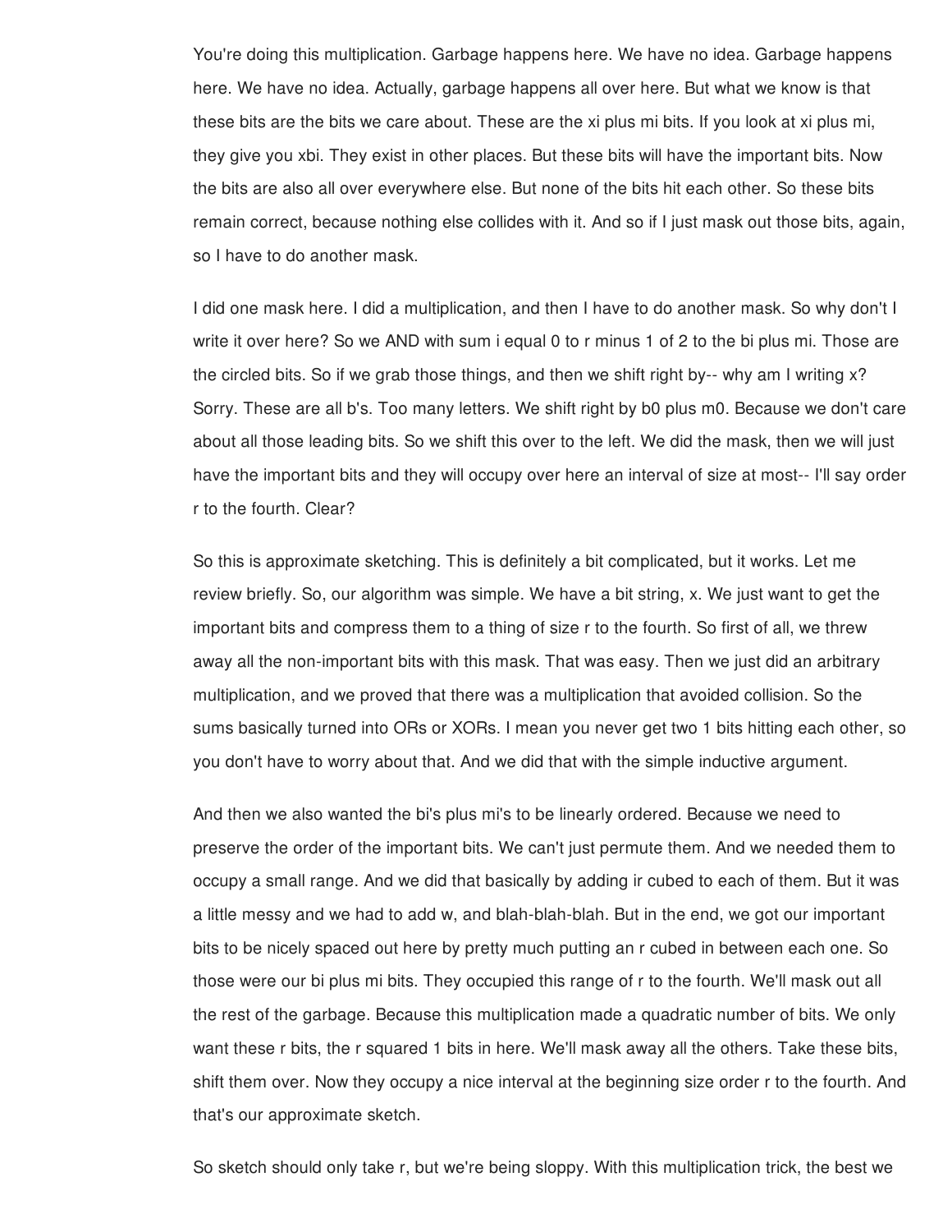You're doing this multiplication. Garbage happens here. We have no idea. Garbage happens here. We have no idea. Actually, garbage happens all over here. But what we know is that these bits are the bits we care about. These are the xi plus mi bits. If you look at xi plus mi, they give you xbi. They exist in other places. But these bits will have the important bits. Now the bits are also all over everywhere else. But none of the bits hit each other. So these bits remain correct, because nothing else collides with it. And so if I just mask out those bits, again, so I have to do another mask.

I did one mask here. I did a multiplication, and then I have to do another mask. So why don't I write it over here? So we AND with sum i equal 0 to r minus 1 of 2 to the bi plus mi. Those are the circled bits. So if we grab those things, and then we shift right by-- why am I writing x? Sorry. These are all b's. Too many letters. We shift right by b0 plus m0. Because we don't care about all those leading bits. So we shift this over to the left. We did the mask, then we will just have the important bits and they will occupy over here an interval of size at most-- I'll say order r to the fourth. Clear?

So this is approximate sketching. This is definitely a bit complicated, but it works. Let me review briefly. So, our algorithm was simple. We have a bit string, x. We just want to get the important bits and compress them to a thing of size r to the fourth. So first of all, we threw away all the non-important bits with this mask. That was easy. Then we just did an arbitrary multiplication, and we proved that there was a multiplication that avoided collision. So the sums basically turned into ORs or XORs. I mean you never get two 1 bits hitting each other, so you don't have to worry about that. And we did that with the simple inductive argument.

And then we also wanted the bi's plus mi's to be linearly ordered. Because we need to preserve the order of the important bits. We can't just permute them. And we needed them to occupy a small range. And we did that basically by adding ir cubed to each of them. But it was a little messy and we had to add w, and blah-blah-blah. But in the end, we got our important bits to be nicely spaced out here by pretty much putting an r cubed in between each one. So those were our bi plus mi bits. They occupied this range of r to the fourth. We'll mask out all the rest of the garbage. Because this multiplication made a quadratic number of bits. We only want these r bits, the r squared 1 bits in here. We'll mask away all the others. Take these bits, shift them over. Now they occupy a nice interval at the beginning size order r to the fourth. And that's our approximate sketch.

So sketch should only take r, but we're being sloppy. With this multiplication trick, the best we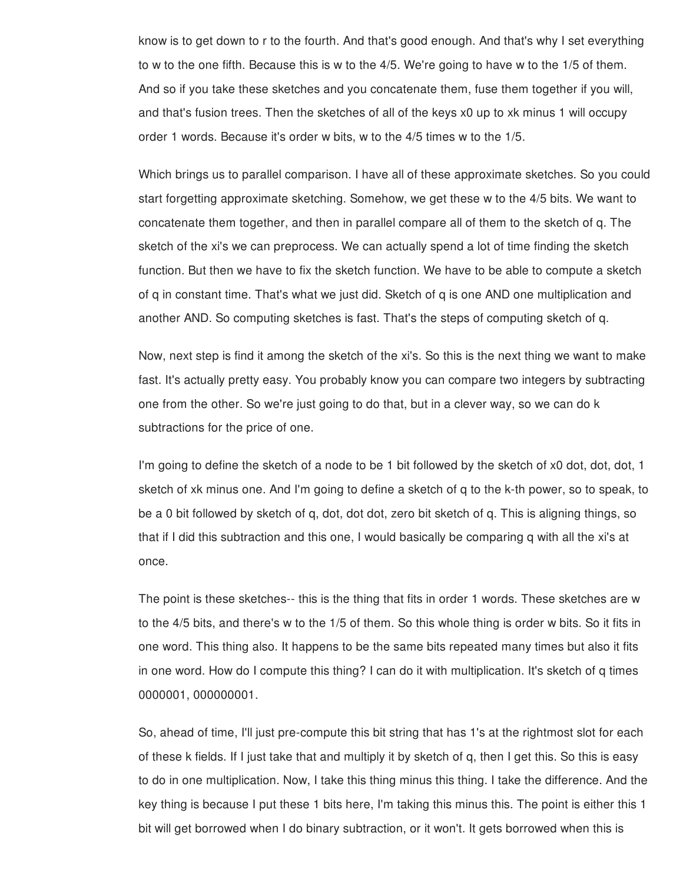know is to get down to r to the fourth. And that's good enough. And that's why I set everything to w to the one fifth. Because this is w to the 4/5. We're going to have w to the 1/5 of them. And so if you take these sketches and you concatenate them, fuse them together if you will, and that's fusion trees. Then the sketches of all of the keys x0 up to xk minus 1 will occupy order 1 words. Because it's order w bits, w to the 4/5 times w to the 1/5.

Which brings us to parallel comparison. I have all of these approximate sketches. So you could start forgetting approximate sketching. Somehow, we get these w to the 4/5 bits. We want to concatenate them together, and then in parallel compare all of them to the sketch of q. The sketch of the xi's we can preprocess. We can actually spend a lot of time finding the sketch function. But then we have to fix the sketch function. We have to be able to compute a sketch of q in constant time. That's what we just did. Sketch of q is one AND one multiplication and another AND. So computing sketches is fast. That's the steps of computing sketch of q.

Now, next step is find it among the sketch of the xi's. So this is the next thing we want to make fast. It's actually pretty easy. You probably know you can compare two integers by subtracting one from the other. So we're just going to do that, but in a clever way, so we can do k subtractions for the price of one.

I'm going to define the sketch of a node to be 1 bit followed by the sketch of x0 dot, dot, dot, 1 sketch of xk minus one. And I'm going to define a sketch of q to the k-th power, so to speak, to be a 0 bit followed by sketch of q, dot, dot dot, zero bit sketch of q. This is aligning things, so that if I did this subtraction and this one, I would basically be comparing q with all the xi's at once.

The point is these sketches-- this is the thing that fits in order 1 words. These sketches are w to the 4/5 bits, and there's w to the 1/5 of them. So this whole thing is order w bits. So it fits in one word. This thing also. It happens to be the same bits repeated many times but also it fits in one word. How do I compute this thing? I can do it with multiplication. It's sketch of q times 0000001, 000000001.

So, ahead of time, I'll just pre-compute this bit string that has 1's at the rightmost slot for each of these k fields. If I just take that and multiply it by sketch of q, then I get this. So this is easy to do in one multiplication. Now, I take this thing minus this thing. I take the difference. And the key thing is because I put these 1 bits here, I'm taking this minus this. The point is either this 1 bit will get borrowed when I do binary subtraction, or it won't. It gets borrowed when this is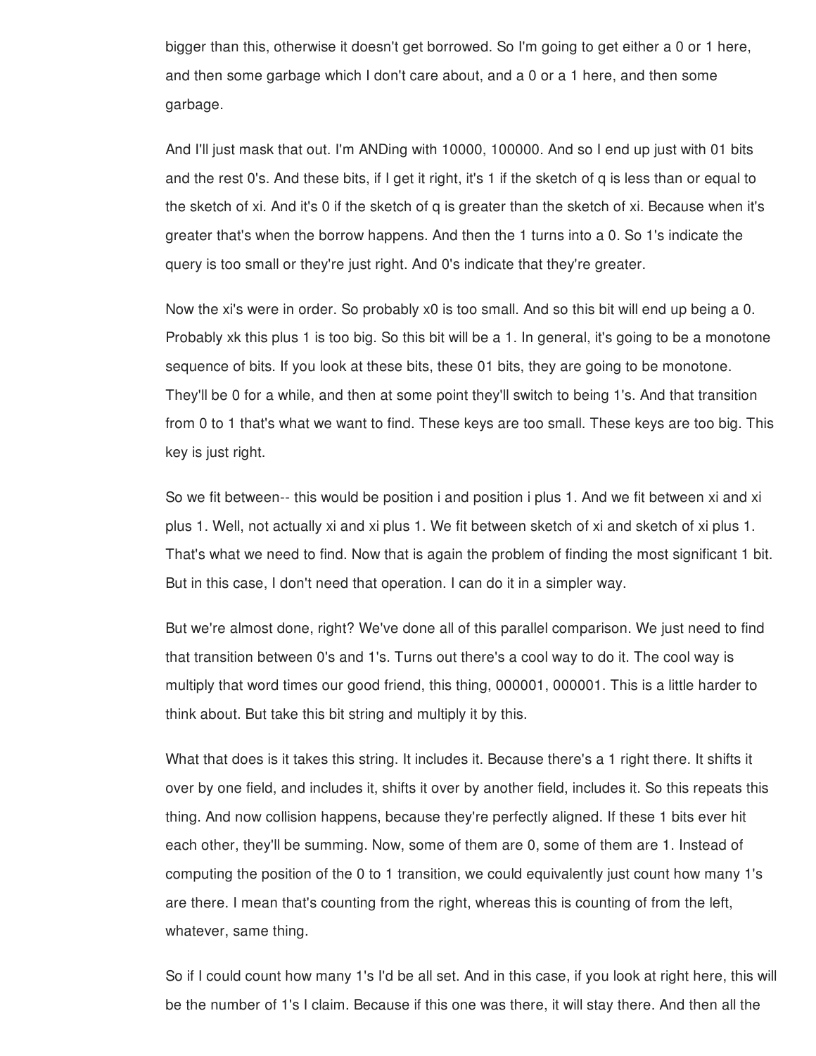bigger than this, otherwise it doesn't get borrowed. So I'm going to get either a 0 or 1 here, and then some garbage which I don't care about, and a 0 or a 1 here, and then some garbage.

And I'll just mask that out. I'm ANDing with 10000, 100000. And so I end up just with 01 bits and the rest 0's. And these bits, if I get it right, it's 1 if the sketch of q is less than or equal to the sketch of xi. And it's 0 if the sketch of q is greater than the sketch of xi. Because when it's greater that's when the borrow happens. And then the 1 turns into a 0. So 1's indicate the query is too small or they're just right. And 0's indicate that they're greater.

Now the xi's were in order. So probably x0 is too small. And so this bit will end up being a 0. Probably xk this plus 1 is too big. So this bit will be a 1. In general, it's going to be a monotone sequence of bits. If you look at these bits, these 01 bits, they are going to be monotone. They'll be 0 for a while, and then at some point they'll switch to being 1's. And that transition from 0 to 1 that's what we want to find. These keys are too small. These keys are too big. This key is just right.

So we fit between-- this would be position i and position i plus 1. And we fit between xi and xi plus 1. Well, not actually xi and xi plus 1. We fit between sketch of xi and sketch of xi plus 1. That's what we need to find. Now that is again the problem of finding the most significant 1 bit. But in this case, I don't need that operation. I can do it in a simpler way.

But we're almost done, right? We've done all of this parallel comparison. We just need to find that transition between 0's and 1's. Turns out there's a cool way to do it. The cool way is multiply that word times our good friend, this thing, 000001, 000001. This is a little harder to think about. But take this bit string and multiply it by this.

What that does is it takes this string. It includes it. Because there's a 1 right there. It shifts it over by one field, and includes it, shifts it over by another field, includes it. So this repeats this thing. And now collision happens, because they're perfectly aligned. If these 1 bits ever hit each other, they'll be summing. Now, some of them are 0, some of them are 1. Instead of computing the position of the 0 to 1 transition, we could equivalently just count how many 1's are there. I mean that's counting from the right, whereas this is counting of from the left, whatever, same thing.

So if I could count how many 1's I'd be all set. And in this case, if you look at right here, this will be the number of 1's I claim. Because if this one was there, it will stay there. And then all the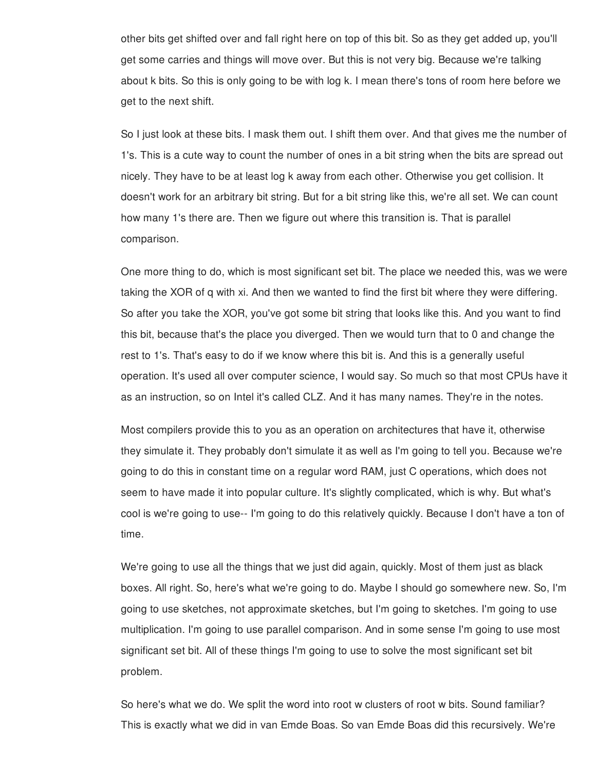other bits get shifted over and fall right here on top of this bit. So as they get added up, you'll get some carries and things will move over. But this is not very big. Because we're talking about k bits. So this is only going to be with log k. I mean there's tons of room here before we get to the next shift.

So I just look at these bits. I mask them out. I shift them over. And that gives me the number of 1's. This is a cute way to count the number of ones in a bit string when the bits are spread out nicely. They have to be at least log k away from each other. Otherwise you get collision. It doesn't work for an arbitrary bit string. But for a bit string like this, we're all set. We can count how many 1's there are. Then we figure out where this transition is. That is parallel comparison.

One more thing to do, which is most significant set bit. The place we needed this, was we were taking the XOR of q with xi. And then we wanted to find the first bit where they were differing. So after you take the XOR, you've got some bit string that looks like this. And you want to find this bit, because that's the place you diverged. Then we would turn that to 0 and change the rest to 1's. That's easy to do if we know where this bit is. And this is a generally useful operation. It's used all over computer science, I would say. So much so that most CPUs have it as an instruction, so on Intel it's called CLZ. And it has many names. They're in the notes.

Most compilers provide this to you as an operation on architectures that have it, otherwise they simulate it. They probably don't simulate it as well as I'm going to tell you. Because we're going to do this in constant time on a regular word RAM, just C operations, which does not seem to have made it into popular culture. It's slightly complicated, which is why. But what's cool is we're going to use-- I'm going to do this relatively quickly. Because I don't have a ton of time.

We're going to use all the things that we just did again, quickly. Most of them just as black boxes. All right. So, here's what we're going to do. Maybe I should go somewhere new. So, I'm going to use sketches, not approximate sketches, but I'm going to sketches. I'm going to use multiplication. I'm going to use parallel comparison. And in some sense I'm going to use most significant set bit. All of these things I'm going to use to solve the most significant set bit problem.

So here's what we do. We split the word into root w clusters of root w bits. Sound familiar? This is exactly what we did in van Emde Boas. So van Emde Boas did this recursively. We're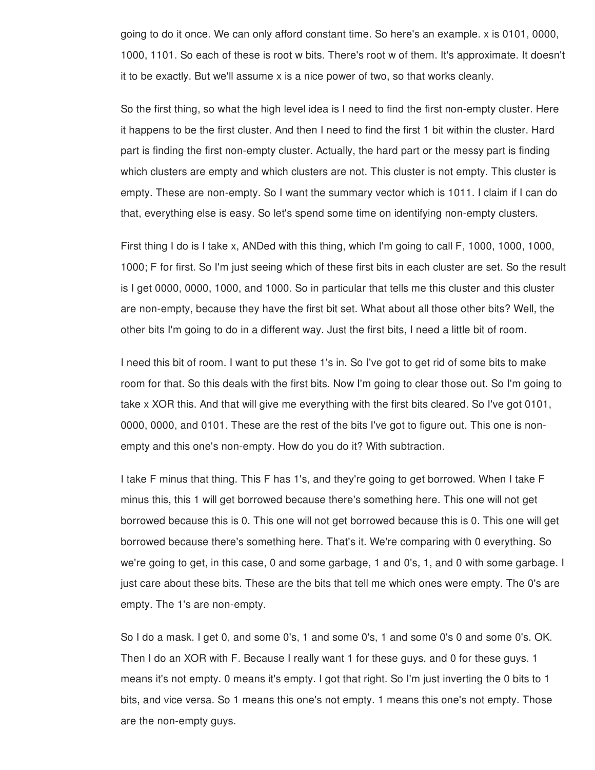going to do it once. We can only afford constant time. So here's an example. x is 0101, 0000, 1000, 1101. So each of these is root w bits. There's root w of them. It's approximate. It doesn't it to be exactly. But we'll assume x is a nice power of two, so that works cleanly.

So the first thing, so what the high level idea is I need to find the first non-empty cluster. Here it happens to be the first cluster. And then I need to find the first 1 bit within the cluster. Hard part is finding the first non-empty cluster. Actually, the hard part or the messy part is finding which clusters are empty and which clusters are not. This cluster is not empty. This cluster is empty. These are non-empty. So I want the summary vector which is 1011. I claim if I can do that, everything else is easy. So let's spend some time on identifying non-empty clusters.

First thing I do is I take x, ANDed with this thing, which I'm going to call F, 1000, 1000, 1000, 1000; F for first. So I'm just seeing which of these first bits in each cluster are set. So the result is I get 0000, 0000, 1000, and 1000. So in particular that tells me this cluster and this cluster are non-empty, because they have the first bit set. What about all those other bits? Well, the other bits I'm going to do in a different way. Just the first bits, I need a little bit of room.

I need this bit of room. I want to put these 1's in. So I've got to get rid of some bits to make room for that. So this deals with the first bits. Now I'm going to clear those out. So I'm going to take x XOR this. And that will give me everything with the first bits cleared. So I've got 0101, 0000, 0000, and 0101. These are the rest of the bits I've got to figure out. This one is non-empty and this one's non-empty. How do you do it? With subtraction.

I take F minus that thing. This F has 1's, and they're going to get borrowed. When I take F minus this, this 1 will get borrowed because there's something here. This one will not get borrowed because this is 0. This one will not get borrowed because this is 0. This one will get borrowed because there's something here. That's it. We're comparing with 0 everything. So we're going to get, in this case, 0 and some garbage, 1 and 0's, 1, and 0 with some garbage. I just care about these bits. These are the bits that tell me which ones were empty. The 0's are empty. The 1's are non-empty.

So I do a mask. I get 0, and some 0's, 1 and some 0's, 1 and some 0's 0 and some 0's. OK. Then I do an XOR with F. Because I really want 1 for these guys, and 0 for these guys. 1 means it's not empty. 0 means it's empty. I got that right. So I'm just inverting the 0 bits to 1 bits, and vice versa. So 1 means this one's not empty. 1 means this one's not empty. Those are the non-empty guys.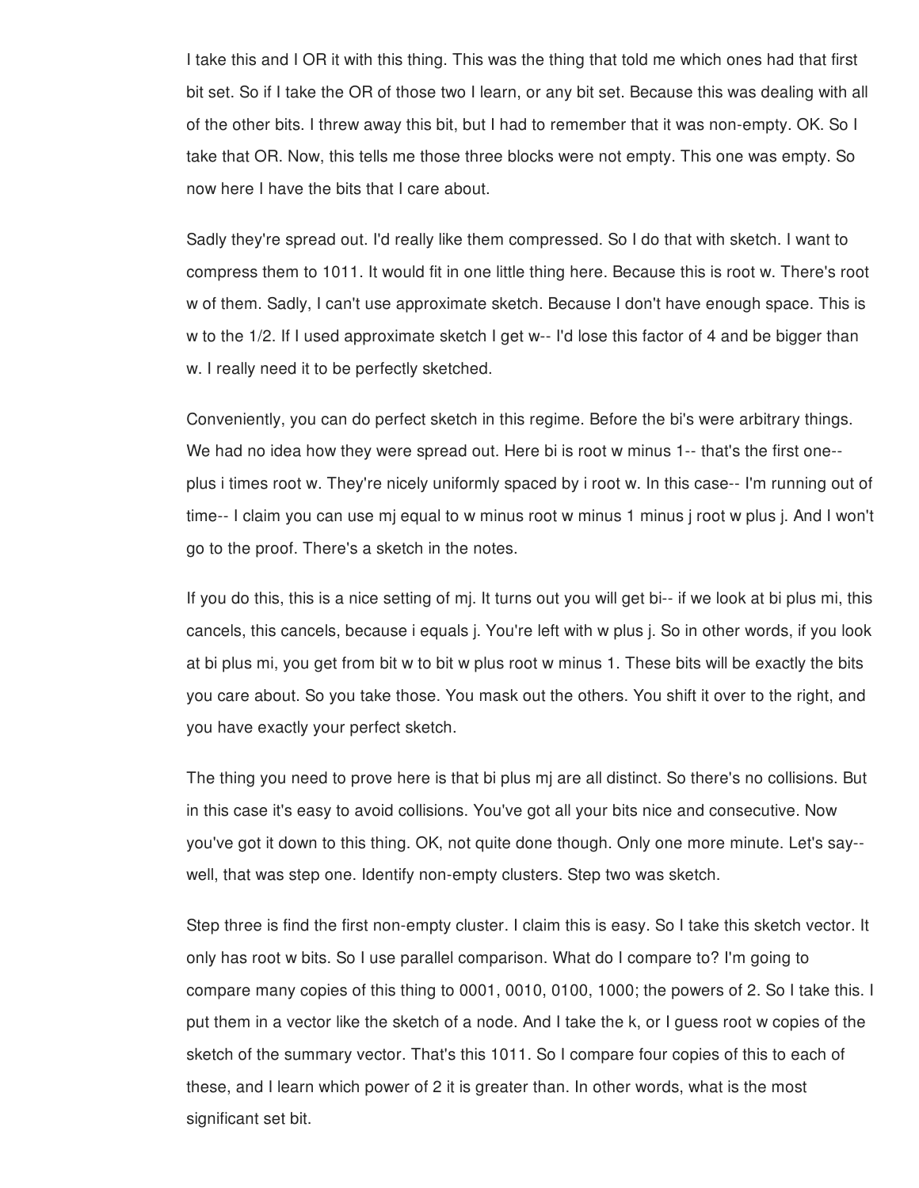I take this and I OR it with this thing. This was the thing that told me which ones had that first bit set. So if I take the OR of those two I learn, or any bit set. Because this was dealing with all of the other bits. I threw away this bit, but I had to remember that it was non-empty. OK. So I take that OR. Now, this tells me those three blocks were not empty. This one was empty. So now here I have the bits that I care about.

Sadly they're spread out. I'd really like them compressed. So I do that with sketch. I want to compress them to 1011. It would fit in one little thing here. Because this is root w. There's root w of them. Sadly, I can't use approximate sketch. Because I don't have enough space. This is w to the 1/2. If I used approximate sketch I get w-- I'd lose this factor of 4 and be bigger than w. I really need it to be perfectly sketched.

Conveniently, you can do perfect sketch in this regime. Before the bi's were arbitrary things. We had no idea how they were spread out. Here bi is root w minus 1-- that's the first one-- plus i times root w. They're nicely uniformly spaced by i root w. In this case-- I'm running out of time-- I claim you can use mj equal to w minus root w minus 1 minus j root w plus j. And I won't go to the proof. There's a sketch in the notes.

If you do this, this is a nice setting of mj. It turns out you will get bi-- if we look at bi plus mi, this cancels, this cancels, because i equals j. You're left with w plus j. So in other words, if you look at bi plus mi, you get from bit w to bit w plus root w minus 1. These bits will be exactly the bits you care about. So you take those. You mask out the others. You shift it over to the right, and you have exactly your perfect sketch.

The thing you need to prove here is that bi plus mj are all distinct. So there's no collisions. But in this case it's easy to avoid collisions. You've got all your bits nice and consecutive. Now you've got it down to this thing. OK, not quite done though. Only one more minute. Let's say-- well, that was step one. Identify non-empty clusters. Step two was sketch.

Step three is find the first non-empty cluster. I claim this is easy. So I take this sketch vector. It only has root w bits. So I use parallel comparison. What do I compare to? I'm going to compare many copies of this thing to 0001, 0010, 0100, 1000; the powers of 2. So I take this. I put them in a vector like the sketch of a node. And I take the k, or I guess root w copies of the sketch of the summary vector. That's this 1011. So I compare four copies of this to each of these, and I learn which power of 2 it is greater than. In other words, what is the most significant set bit.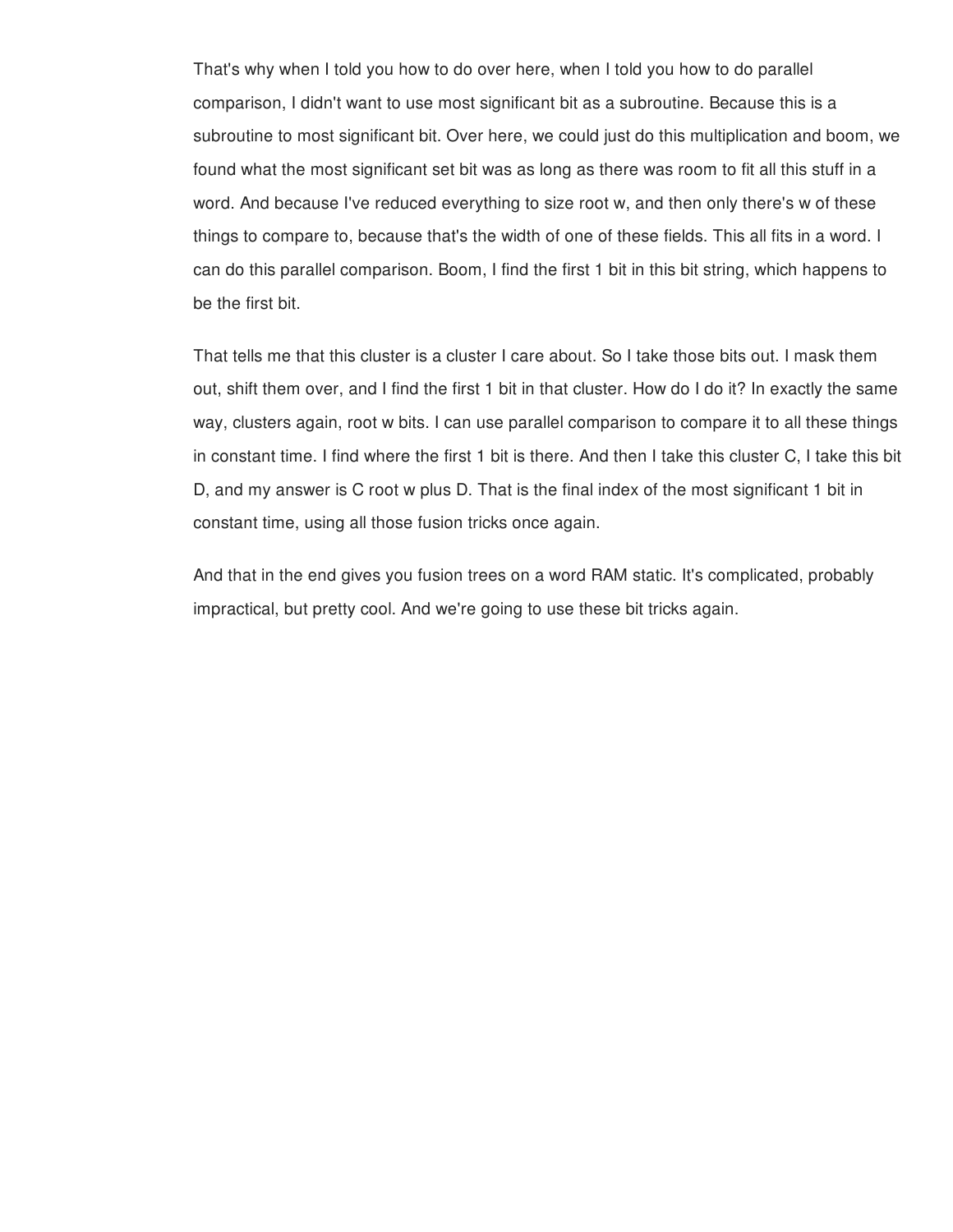That's why when I told you how to do over here, when I told you how to do parallel comparison, I didn't want to use most significant bit as a subroutine. Because this is a subroutine to most significant bit. Over here, we could just do this multiplication and boom, we found what the most significant set bit was as long as there was room to fit all this stuff in a word. And because I've reduced everything to size root w, and then only there's w of these things to compare to, because that's the width of one of these fields. This all fits in a word. I can do this parallel comparison. Boom, I find the first 1 bit in this bit string, which happens to be the first bit.

That tells me that this cluster is a cluster I care about. So I take those bits out. I mask them out, shift them over, and I find the first 1 bit in that cluster. How do I do it? In exactly the same way, clusters again, root w bits. I can use parallel comparison to compare it to all these things in constant time. I find where the first 1 bit is there. And then I take this cluster C, I take this bit D, and my answer is C root w plus D. That is the final index of the most significant 1 bit in constant time, using all those fusion tricks once again.

And that in the end gives you fusion trees on a word RAM static. It's complicated, probably impractical, but pretty cool. And we're going to use these bit tricks again.